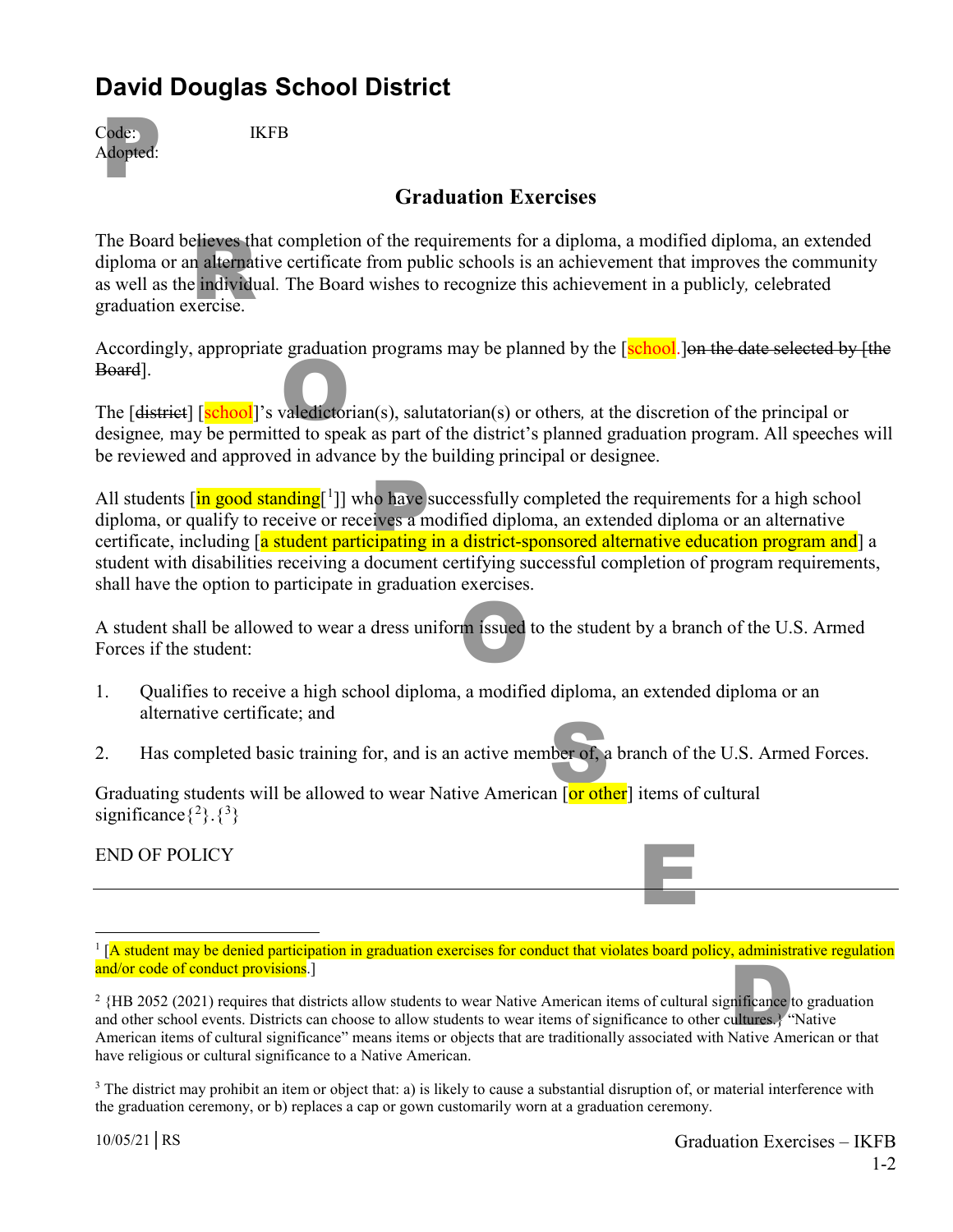# David Douglas School District

Code: IKFB
Adopted:

## Graduation Exercises

The Board believes that completion of the requirements for a diploma, a modified diploma, an extended diploma or an alternative certificate from public schools is an achievement that improves the community as well as the individual. The Board wishes to recognize this achievement in a publicly, celebrated graduation exercise.

Accordingly, appropriate graduation programs may be planned by the [school.]~~on the date selected by [the Board~~].

The [~~district~~] [school]'s valedictorian(s), salutatorian(s) or others, at the discretion of the principal or designee, may be permitted to speak as part of the district's planned graduation program. All speeches will be reviewed and approved in advance by the building principal or designee.

All students [in good standing[1]] who have successfully completed the requirements for a high school diploma, or qualify to receive or receives a modified diploma, an extended diploma or an alternative certificate, including [a student participating in a district-sponsored alternative education program and] a student with disabilities receiving a document certifying successful completion of program requirements, shall have the option to participate in graduation exercises.

A student shall be allowed to wear a dress uniform issued to the student by a branch of the U.S. Armed Forces if the student:

1. Qualifies to receive a high school diploma, a modified diploma, an extended diploma or an alternative certificate; and
2. Has completed basic training for, and is an active member of, a branch of the U.S. Armed Forces.

Graduating students will be allowed to wear Native American [or other] items of cultural significance{[2]}.{[3]}

END OF POLICY

---

[1] [A student may be denied participation in graduation exercises for conduct that violates board policy, administrative regulation and/or code of conduct provisions.]

[2] {HB 2052 (2021) requires that districts allow students to wear Native American items of cultural significance to graduation and other school events. Districts can choose to allow students to wear items of significance to other cultures.} "Native American items of cultural significance" means items or objects that are traditionally associated with Native American or that have religious or cultural significance to a Native American.

[3] The district may prohibit an item or object that: a) is likely to cause a substantial disruption of, or material interference with the graduation ceremony, or b) replaces a cap or gown customarily worn at a graduation ceremony.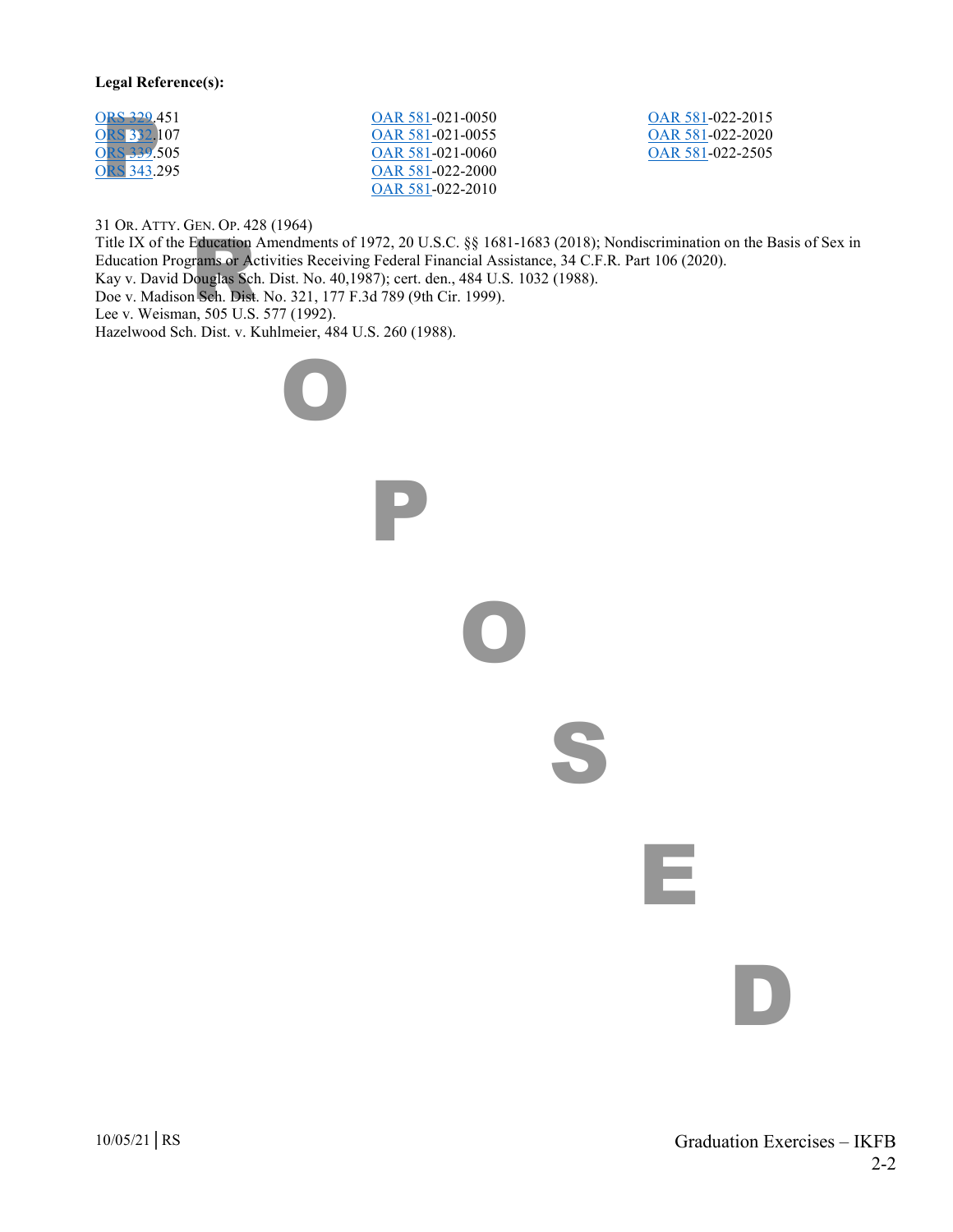**Legal Reference(s):**

| | | |
|---|---|---|
| ORS 329.451 | OAR 581-021-0050 | OAR 581-022-2015 |
| ORS 332.107 | OAR 581-021-0055 | OAR 581-022-2020 |
| ORS 339.505 | OAR 581-021-0060 | OAR 581-022-2505 |
| ORS 343.295 | OAR 581-022-2000 | |
| | OAR 581-022-2010 | |

31 OR. ATTY. GEN. OP. 428 (1964)
Title IX of the Education Amendments of 1972, 20 U.S.C. §§ 1681-1683 (2018); Nondiscrimination on the Basis of Sex in Education Programs or Activities Receiving Federal Financial Assistance, 34 C.F.R. Part 106 (2020).
Kay v. David Douglas Sch. Dist. No. 40,1987); cert. den., 484 U.S. 1032 (1988).
Doe v. Madison Sch. Dist. No. 321, 177 F.3d 789 (9th Cir. 1999).
Lee v. Weisman, 505 U.S. 577 (1992).
Hazelwood Sch. Dist. v. Kuhlmeier, 484 U.S. 260 (1988).